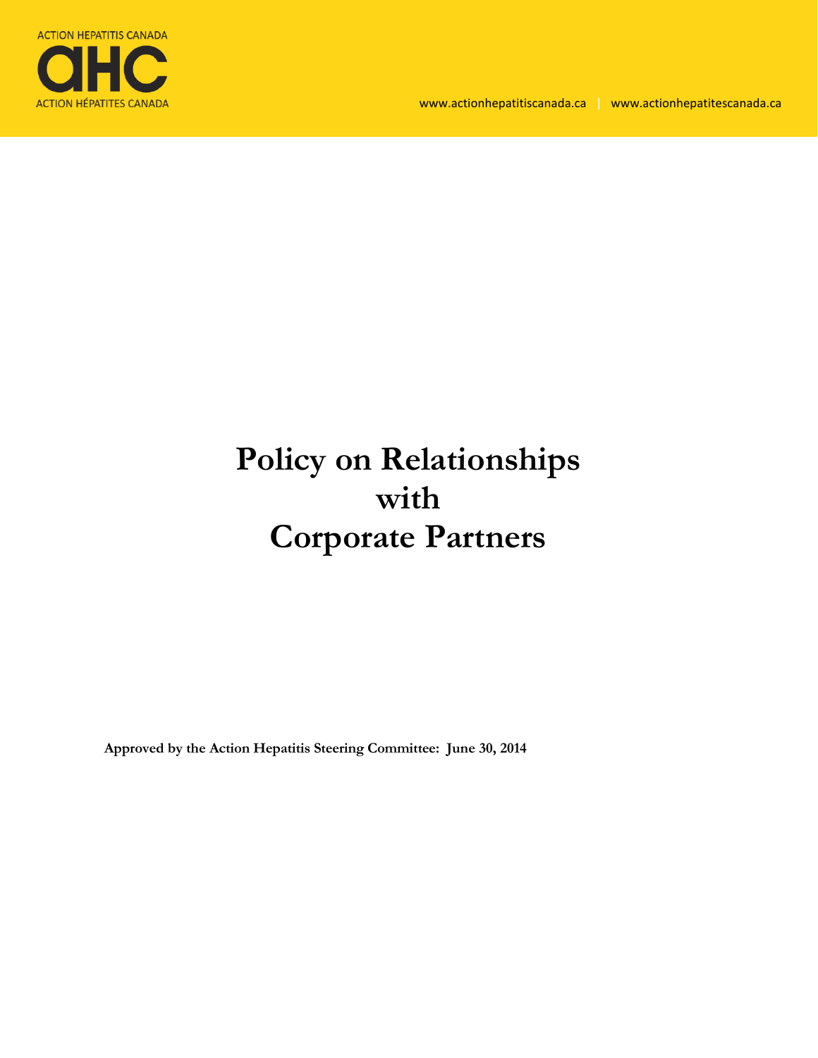ACTION HEPATITIS CANADA

ACTION HÉPATITES CANADA

www.actionhepatitiscanada.ca | www.actionhepatitescanada.ca

# Policy on Relationships with Corporate Partners

**Approved by the Action Hepatitis Steering Committee: June 30, 2014**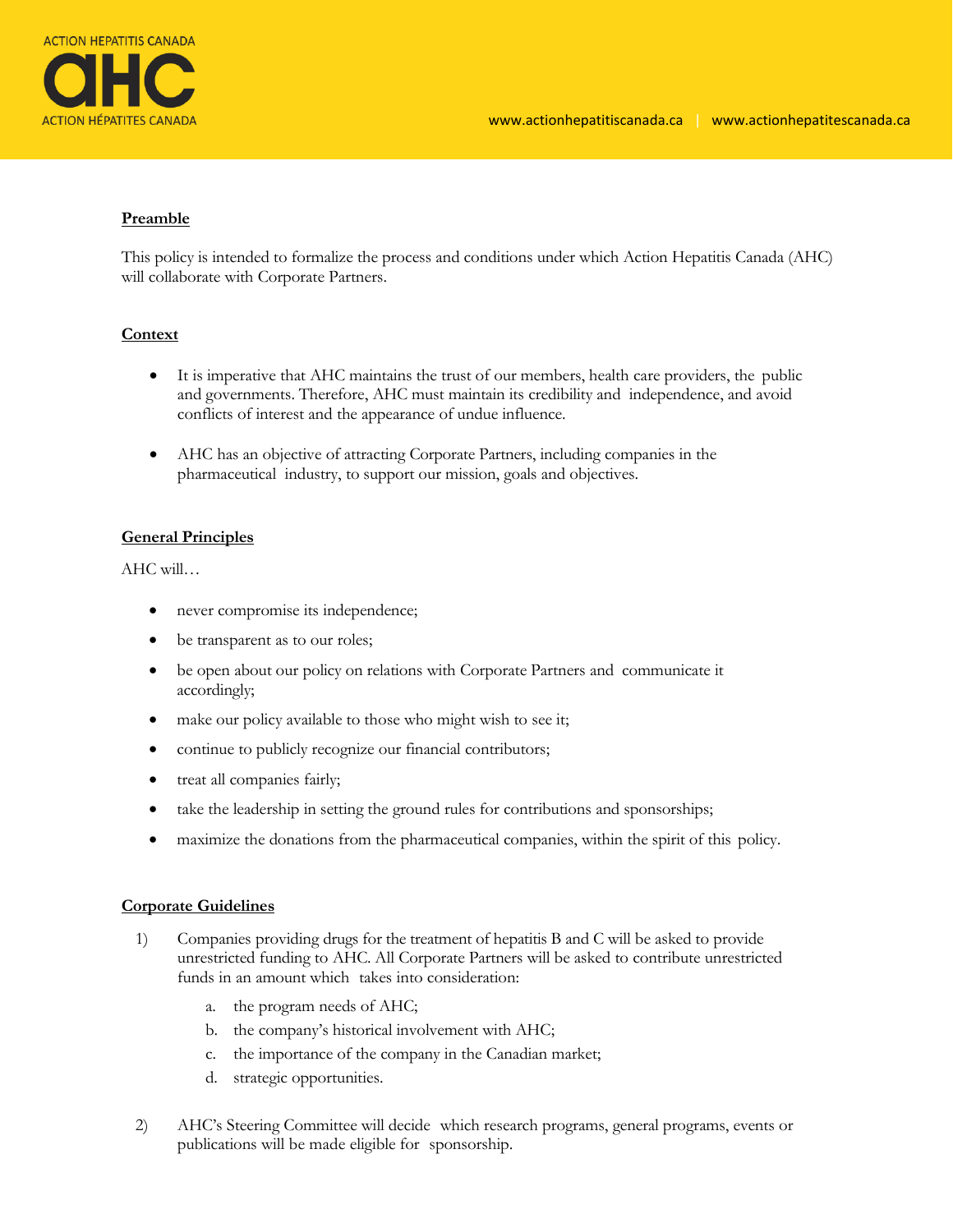## Preamble

This policy is intended to formalize the process and conditions under which Action Hepatitis Canada (AHC) will collaborate with Corporate Partners.

## Context

- It is imperative that AHC maintains the trust of our members, health care providers, the public and governments. Therefore, AHC must maintain its credibility and independence, and avoid conflicts of interest and the appearance of undue influence.
- AHC has an objective of attracting Corporate Partners, including companies in the pharmaceutical industry, to support our mission, goals and objectives.

## General Principles

AHC will…

- never compromise its independence;
- be transparent as to our roles;
- be open about our policy on relations with Corporate Partners and communicate it accordingly;
- make our policy available to those who might wish to see it;
- continue to publicly recognize our financial contributors;
- treat all companies fairly;
- take the leadership in setting the ground rules for contributions and sponsorships;
- maximize the donations from the pharmaceutical companies, within the spirit of this policy.

## Corporate Guidelines

1) Companies providing drugs for the treatment of hepatitis B and C will be asked to provide unrestricted funding to AHC. All Corporate Partners will be asked to contribute unrestricted funds in an amount which takes into consideration:
   a. the program needs of AHC;
   b. the company's historical involvement with AHC;
   c. the importance of the company in the Canadian market;
   d. strategic opportunities.

2) AHC's Steering Committee will decide which research programs, general programs, events or publications will be made eligible for sponsorship.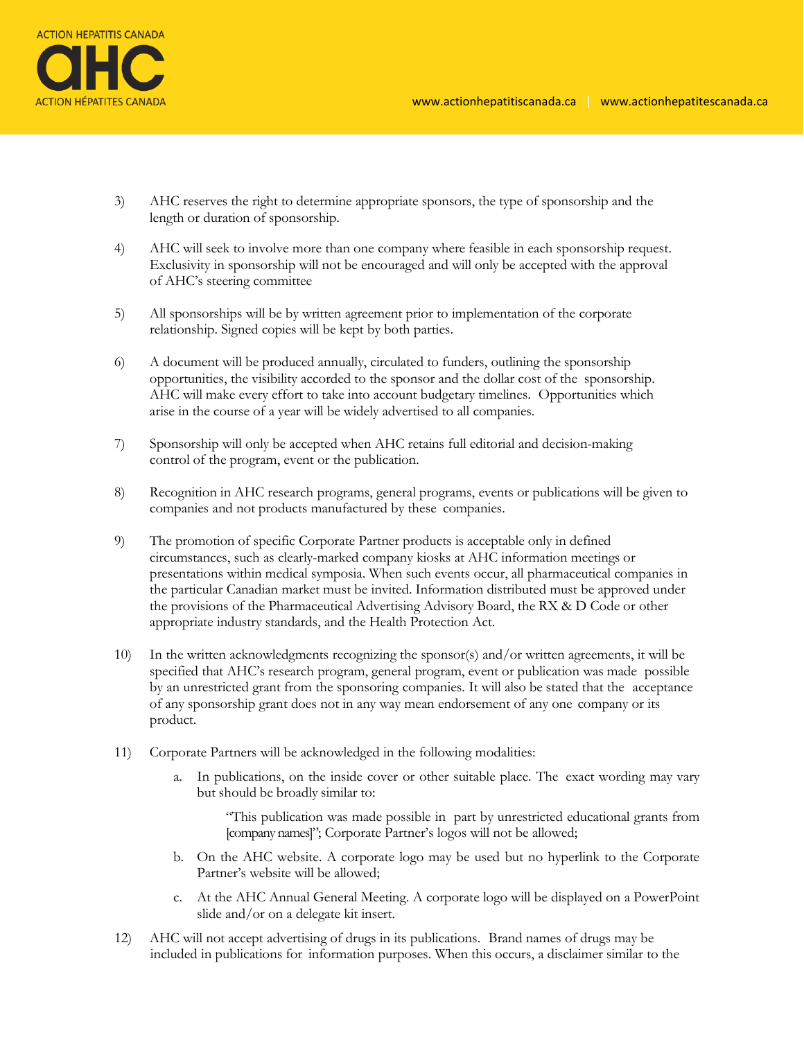3) AHC reserves the right to determine appropriate sponsors, the type of sponsorship and the length or duration of sponsorship.

4) AHC will seek to involve more than one company where feasible in each sponsorship request. Exclusivity in sponsorship will not be encouraged and will only be accepted with the approval of AHC's steering committee

5) All sponsorships will be by written agreement prior to implementation of the corporate relationship. Signed copies will be kept by both parties.

6) A document will be produced annually, circulated to funders, outlining the sponsorship opportunities, the visibility accorded to the sponsor and the dollar cost of the sponsorship. AHC will make every effort to take into account budgetary timelines. Opportunities which arise in the course of a year will be widely advertised to all companies.

7) Sponsorship will only be accepted when AHC retains full editorial and decision-making control of the program, event or the publication.

8) Recognition in AHC research programs, general programs, events or publications will be given to companies and not products manufactured by these companies.

9) The promotion of specific Corporate Partner products is acceptable only in defined circumstances, such as clearly-marked company kiosks at AHC information meetings or presentations within medical symposia. When such events occur, all pharmaceutical companies in the particular Canadian market must be invited. Information distributed must be approved under the provisions of the Pharmaceutical Advertising Advisory Board, the RX & D Code or other appropriate industry standards, and the Health Protection Act.

10) In the written acknowledgments recognizing the sponsor(s) and/or written agreements, it will be specified that AHC's research program, general program, event or publication was made possible by an unrestricted grant from the sponsoring companies. It will also be stated that the acceptance of any sponsorship grant does not in any way mean endorsement of any one company or its product.

11) Corporate Partners will be acknowledged in the following modalities:

    a. In publications, on the inside cover or other suitable place. The exact wording may vary but should be broadly similar to:

        "This publication was made possible in part by unrestricted educational grants from [company names]"; Corporate Partner's logos will not be allowed;

    b. On the AHC website. A corporate logo may be used but no hyperlink to the Corporate Partner's website will be allowed;

    c. At the AHC Annual General Meeting. A corporate logo will be displayed on a PowerPoint slide and/or on a delegate kit insert.

12) AHC will not accept advertising of drugs in its publications. Brand names of drugs may be included in publications for information purposes. When this occurs, a disclaimer similar to the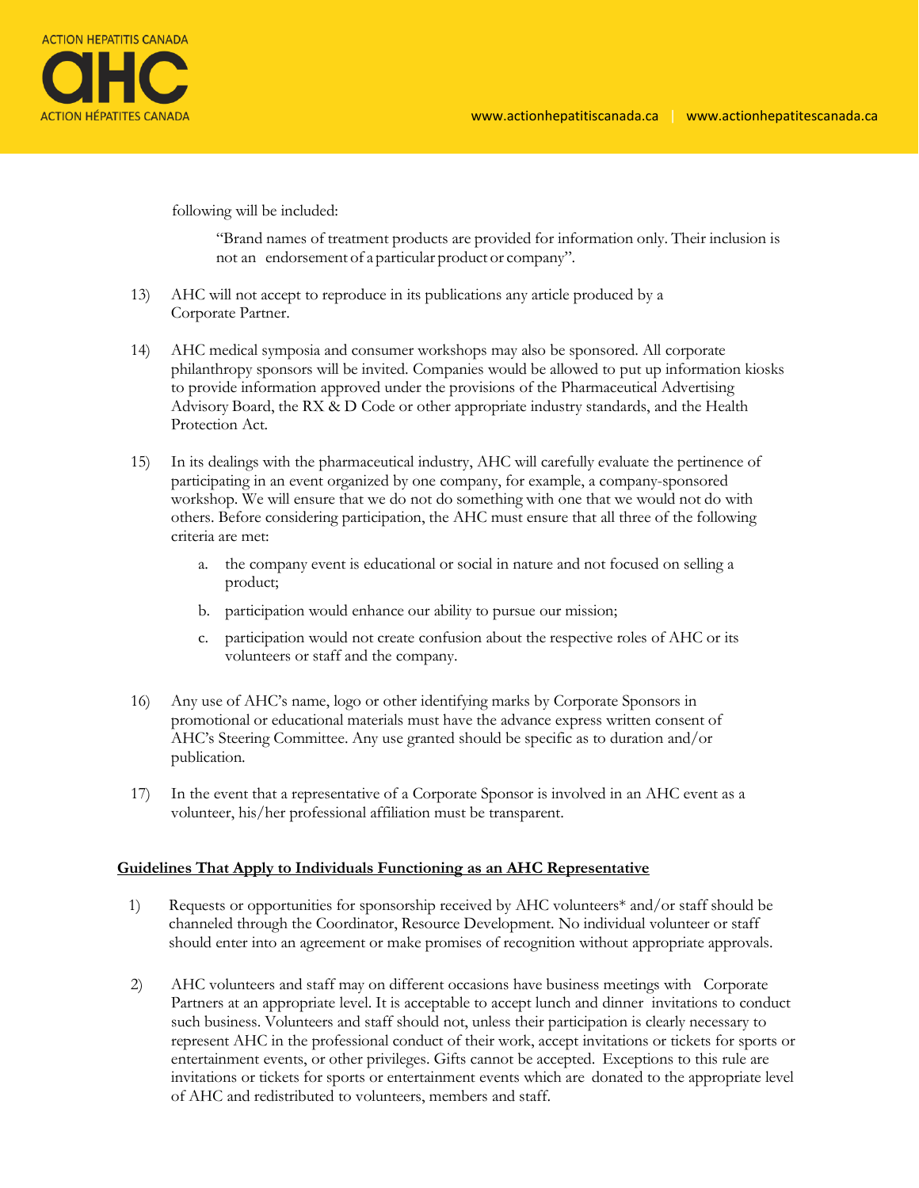following will be included:

> "Brand names of treatment products are provided for information only. Their inclusion is not an endorsement of a particular product or company".

13) AHC will not accept to reproduce in its publications any article produced by a Corporate Partner.

14) AHC medical symposia and consumer workshops may also be sponsored. All corporate philanthropy sponsors will be invited. Companies would be allowed to put up information kiosks to provide information approved under the provisions of the Pharmaceutical Advertising Advisory Board, the RX & D Code or other appropriate industry standards, and the Health Protection Act.

15) In its dealings with the pharmaceutical industry, AHC will carefully evaluate the pertinence of participating in an event organized by one company, for example, a company-sponsored workshop. We will ensure that we do not do something with one that we would not do with others. Before considering participation, the AHC must ensure that all three of the following criteria are met:

    a. the company event is educational or social in nature and not focused on selling a product;

    b. participation would enhance our ability to pursue our mission;

    c. participation would not create confusion about the respective roles of AHC or its volunteers or staff and the company.

16) Any use of AHC's name, logo or other identifying marks by Corporate Sponsors in promotional or educational materials must have the advance express written consent of AHC's Steering Committee. Any use granted should be specific as to duration and/or publication.

17) In the event that a representative of a Corporate Sponsor is involved in an AHC event as a volunteer, his/her professional affiliation must be transparent.

**<u>Guidelines That Apply to Individuals Functioning as an AHC Representative</u>**

1) Requests or opportunities for sponsorship received by AHC volunteers* and/or staff should be channeled through the Coordinator, Resource Development. No individual volunteer or staff should enter into an agreement or make promises of recognition without appropriate approvals.

2) AHC volunteers and staff may on different occasions have business meetings with Corporate Partners at an appropriate level. It is acceptable to accept lunch and dinner invitations to conduct such business. Volunteers and staff should not, unless their participation is clearly necessary to represent AHC in the professional conduct of their work, accept invitations or tickets for sports or entertainment events, or other privileges. Gifts cannot be accepted. Exceptions to this rule are invitations or tickets for sports or entertainment events which are donated to the appropriate level of AHC and redistributed to volunteers, members and staff.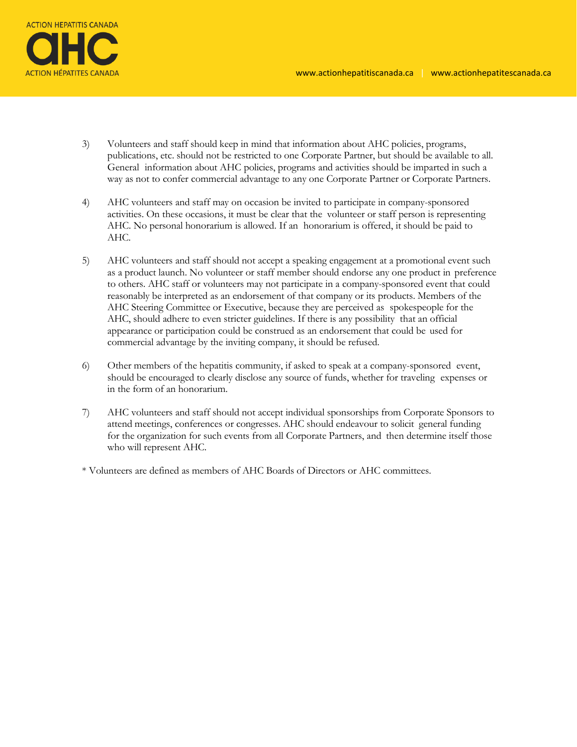3) Volunteers and staff should keep in mind that information about AHC policies, programs, publications, etc. should not be restricted to one Corporate Partner, but should be available to all. General information about AHC policies, programs and activities should be imparted in such a way as not to confer commercial advantage to any one Corporate Partner or Corporate Partners.

4) AHC volunteers and staff may on occasion be invited to participate in company-sponsored activities. On these occasions, it must be clear that the volunteer or staff person is representing AHC. No personal honorarium is allowed. If an honorarium is offered, it should be paid to AHC.

5) AHC volunteers and staff should not accept a speaking engagement at a promotional event such as a product launch. No volunteer or staff member should endorse any one product in preference to others. AHC staff or volunteers may not participate in a company-sponsored event that could reasonably be interpreted as an endorsement of that company or its products. Members of the AHC Steering Committee or Executive, because they are perceived as spokespeople for the AHC, should adhere to even stricter guidelines. If there is any possibility that an official appearance or participation could be construed as an endorsement that could be used for commercial advantage by the inviting company, it should be refused.

6) Other members of the hepatitis community, if asked to speak at a company-sponsored event, should be encouraged to clearly disclose any source of funds, whether for traveling expenses or in the form of an honorarium.

7) AHC volunteers and staff should not accept individual sponsorships from Corporate Sponsors to attend meetings, conferences or congresses. AHC should endeavour to solicit general funding for the organization for such events from all Corporate Partners, and then determine itself those who will represent AHC.

* Volunteers are defined as members of AHC Boards of Directors or AHC committees.